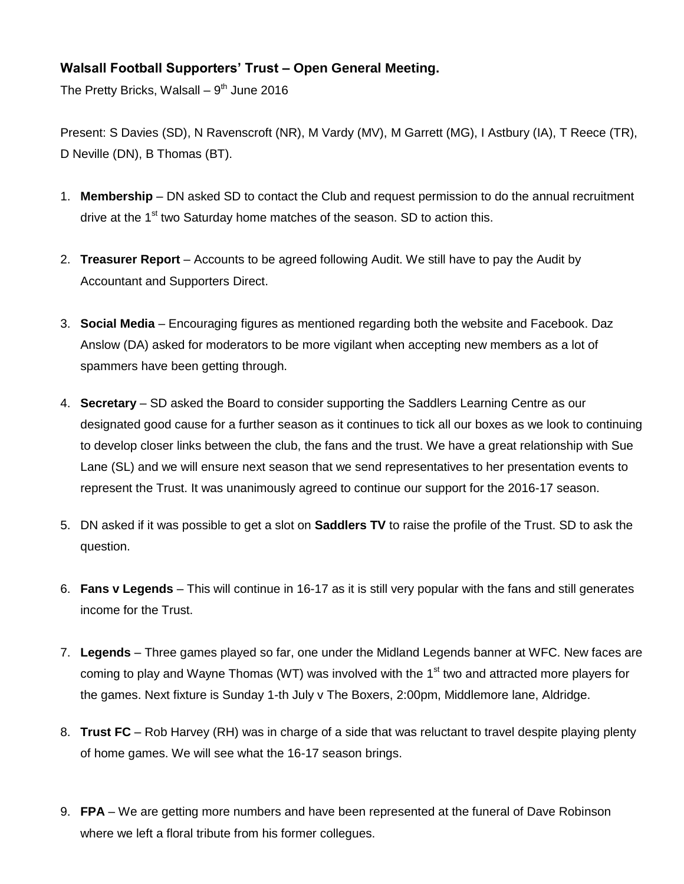**Walsall Football Supporters' Trust – Open General Meeting.**

The Pretty Bricks, Walsall – 9th June 2016

Present: S Davies (SD), N Ravenscroft (NR), M Vardy (MV), M Garrett (MG), I Astbury (IA), T Reece (TR), D Neville (DN), B Thomas (BT).

1. **Membership** – DN asked SD to contact the Club and request permission to do the annual recruitment drive at the 1st two Saturday home matches of the season. SD to action this.

2. **Treasurer Report** – Accounts to be agreed following Audit. We still have to pay the Audit by Accountant and Supporters Direct.

3. **Social Media** – Encouraging figures as mentioned regarding both the website and Facebook. Daz Anslow (DA) asked for moderators to be more vigilant when accepting new members as a lot of spammers have been getting through.

4. **Secretary** – SD asked the Board to consider supporting the Saddlers Learning Centre as our designated good cause for a further season as it continues to tick all our boxes as we look to continuing to develop closer links between the club, the fans and the trust. We have a great relationship with Sue Lane (SL) and we will ensure next season that we send representatives to her presentation events to represent the Trust. It was unanimously agreed to continue our support for the 2016-17 season.

5. DN asked if it was possible to get a slot on **Saddlers TV** to raise the profile of the Trust. SD to ask the question.

6. **Fans v Legends** – This will continue in 16-17 as it is still very popular with the fans and still generates income for the Trust.

7. **Legends** – Three games played so far, one under the Midland Legends banner at WFC. New faces are coming to play and Wayne Thomas (WT) was involved with the 1st two and attracted more players for the games. Next fixture is Sunday 1-th July v The Boxers, 2:00pm, Middlemore lane, Aldridge.

8. **Trust FC** – Rob Harvey (RH) was in charge of a side that was reluctant to travel despite playing plenty of home games. We will see what the 16-17 season brings.

9. **FPA** – We are getting more numbers and have been represented at the funeral of Dave Robinson where we left a floral tribute from his former collegues.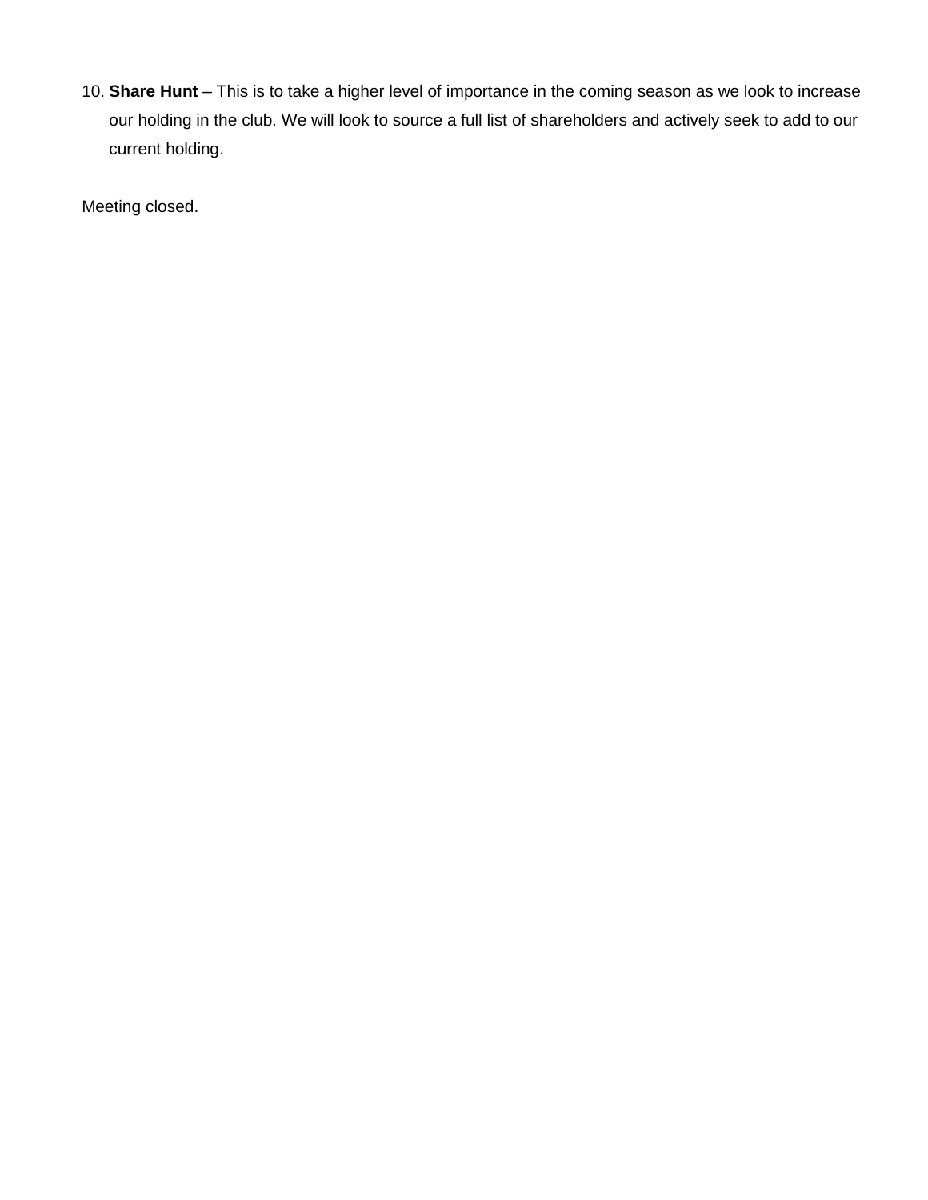10. **Share Hunt** – This is to take a higher level of importance in the coming season as we look to increase our holding in the club. We will look to source a full list of shareholders and actively seek to add to our current holding.

Meeting closed.